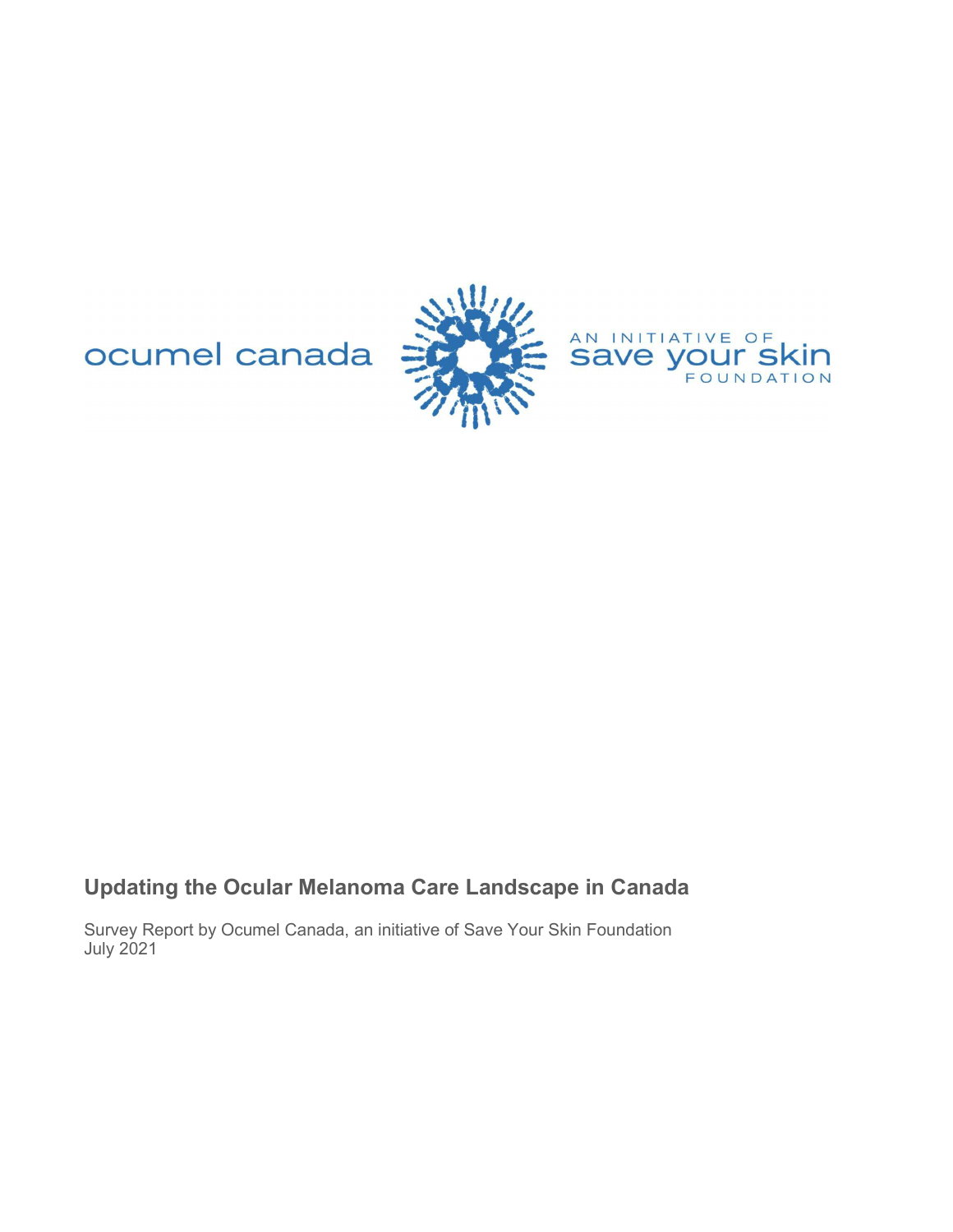ocumel canada

AN INITIATIVE OF save your skin FOUNDATION

# Updating the Ocular Melanoma Care Landscape in Canada

Survey Report by Ocumel Canada, an initiative of Save Your Skin Foundation
July 2021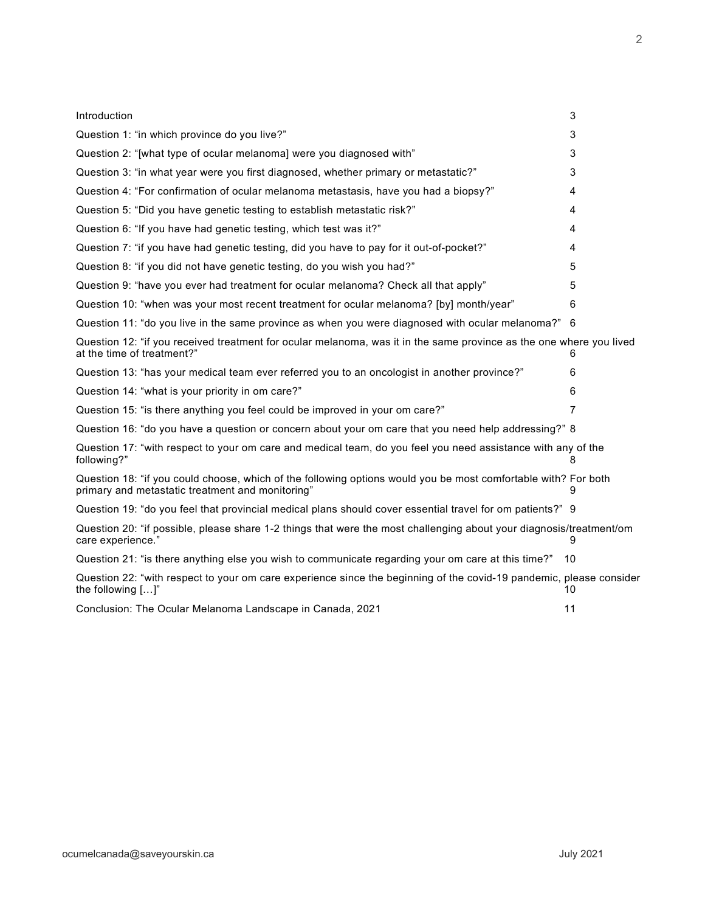| | |
|---|---|
| Introduction | 3 |
| Question 1: “in which province do you live?” | 3 |
| Question 2: “[what type of ocular melanoma] were you diagnosed with” | 3 |
| Question 3: “in what year were you first diagnosed, whether primary or metastatic?” | 3 |
| Question 4: “For confirmation of ocular melanoma metastasis, have you had a biopsy?” | 4 |
| Question 5: “Did you have genetic testing to establish metastatic risk?” | 4 |
| Question 6: “If you have had genetic testing, which test was it?” | 4 |
| Question 7: “if you have had genetic testing, did you have to pay for it out-of-pocket?” | 4 |
| Question 8: “if you did not have genetic testing, do you wish you had?” | 5 |
| Question 9: “have you ever had treatment for ocular melanoma? Check all that apply” | 5 |
| Question 10: “when was your most recent treatment for ocular melanoma? [by] month/year” | 6 |
| Question 11: “do you live in the same province as when you were diagnosed with ocular melanoma?” | 6 |
| Question 12: “if you received treatment for ocular melanoma, was it in the same province as the one where you lived at the time of treatment?” | 6 |
| Question 13: “has your medical team ever referred you to an oncologist in another province?” | 6 |
| Question 14: “what is your priority in om care?” | 6 |
| Question 15: “is there anything you feel could be improved in your om care?” | 7 |
| Question 16: “do you have a question or concern about your om care that you need help addressing?” | 8 |
| Question 17: “with respect to your om care and medical team, do you feel you need assistance with any of the following?” | 8 |
| Question 18: “if you could choose, which of the following options would you be most comfortable with? For both primary and metastatic treatment and monitoring” | 9 |
| Question 19: “do you feel that provincial medical plans should cover essential travel for om patients?” | 9 |
| Question 20: “if possible, please share 1-2 things that were the most challenging about your diagnosis/treatment/om care experience.” | 9 |
| Question 21: “is there anything else you wish to communicate regarding your om care at this time?” | 10 |
| Question 22: “with respect to your om care experience since the beginning of the covid-19 pandemic, please consider the following […]” | 10 |
| Conclusion: The Ocular Melanoma Landscape in Canada, 2021 | 11 |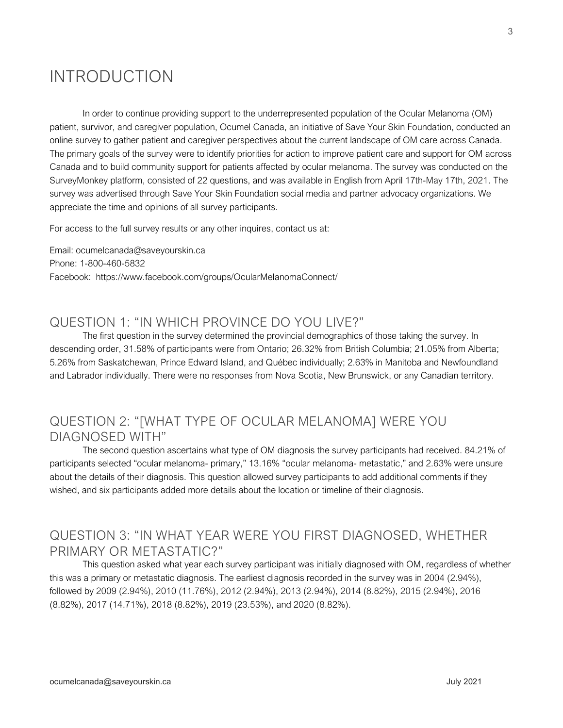# INTRODUCTION

In order to continue providing support to the underrepresented population of the Ocular Melanoma (OM) patient, survivor, and caregiver population, Ocumel Canada, an initiative of Save Your Skin Foundation, conducted an online survey to gather patient and caregiver perspectives about the current landscape of OM care across Canada. The primary goals of the survey were to identify priorities for action to improve patient care and support for OM across Canada and to build community support for patients affected by ocular melanoma. The survey was conducted on the SurveyMonkey platform, consisted of 22 questions, and was available in English from April 17th-May 17th, 2021. The survey was advertised through Save Your Skin Foundation social media and partner advocacy organizations. We appreciate the time and opinions of all survey participants.

For access to the full survey results or any other inquires, contact us at:

Email: ocumelcanada@saveyourskin.ca
Phone: 1-800-460-5832
Facebook: https://www.facebook.com/groups/OcularMelanomaConnect/

## QUESTION 1: "IN WHICH PROVINCE DO YOU LIVE?"

The first question in the survey determined the provincial demographics of those taking the survey. In descending order, 31.58% of participants were from Ontario; 26.32% from British Columbia; 21.05% from Alberta; 5.26% from Saskatchewan, Prince Edward Island, and Québec individually; 2.63% in Manitoba and Newfoundland and Labrador individually. There were no responses from Nova Scotia, New Brunswick, or any Canadian territory.

## QUESTION 2: "[WHAT TYPE OF OCULAR MELANOMA] WERE YOU DIAGNOSED WITH"

The second question ascertains what type of OM diagnosis the survey participants had received. 84.21% of participants selected "ocular melanoma- primary," 13.16% "ocular melanoma- metastatic," and 2.63% were unsure about the details of their diagnosis. This question allowed survey participants to add additional comments if they wished, and six participants added more details about the location or timeline of their diagnosis.

## QUESTION 3: "IN WHAT YEAR WERE YOU FIRST DIAGNOSED, WHETHER PRIMARY OR METASTATIC?"

This question asked what year each survey participant was initially diagnosed with OM, regardless of whether this was a primary or metastatic diagnosis. The earliest diagnosis recorded in the survey was in 2004 (2.94%), followed by 2009 (2.94%), 2010 (11.76%), 2012 (2.94%), 2013 (2.94%), 2014 (8.82%), 2015 (2.94%), 2016 (8.82%), 2017 (14.71%), 2018 (8.82%), 2019 (23.53%), and 2020 (8.82%).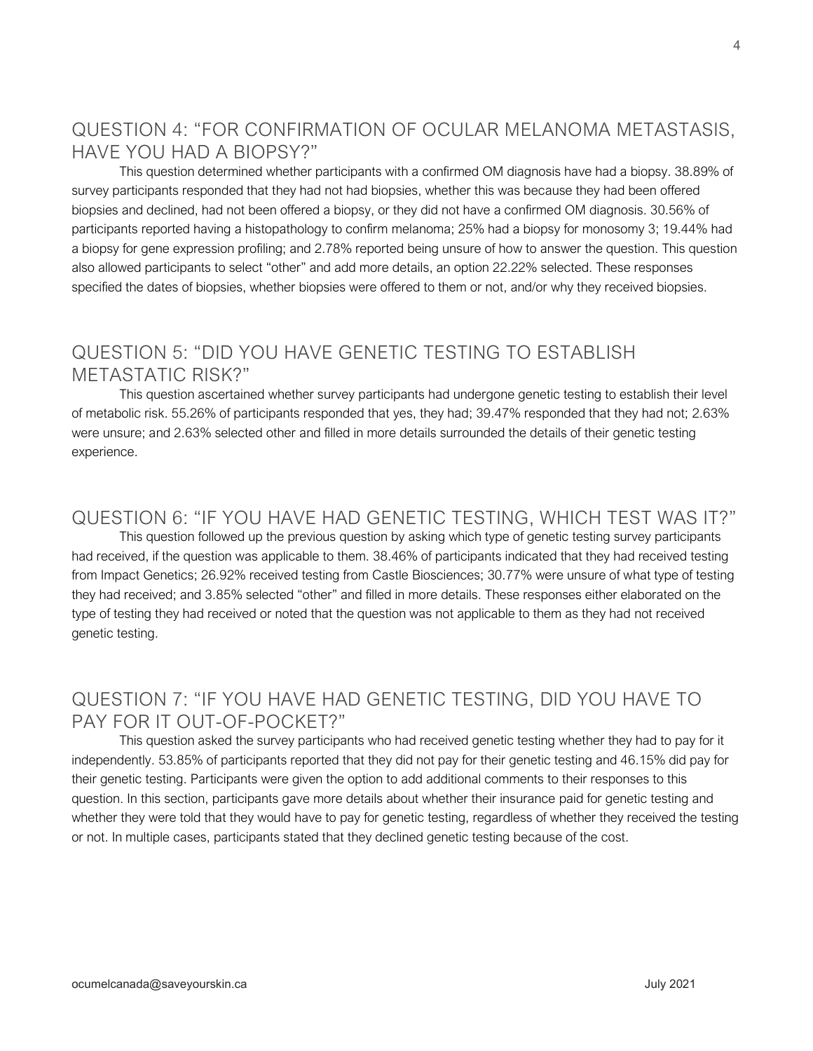## QUESTION 4: "FOR CONFIRMATION OF OCULAR MELANOMA METASTASIS, HAVE YOU HAD A BIOPSY?"

This question determined whether participants with a confirmed OM diagnosis have had a biopsy. 38.89% of survey participants responded that they had not had biopsies, whether this was because they had been offered biopsies and declined, had not been offered a biopsy, or they did not have a confirmed OM diagnosis. 30.56% of participants reported having a histopathology to confirm melanoma; 25% had a biopsy for monosomy 3; 19.44% had a biopsy for gene expression profiling; and 2.78% reported being unsure of how to answer the question. This question also allowed participants to select "other" and add more details, an option 22.22% selected. These responses specified the dates of biopsies, whether biopsies were offered to them or not, and/or why they received biopsies.

## QUESTION 5: "DID YOU HAVE GENETIC TESTING TO ESTABLISH METASTATIC RISK?"

This question ascertained whether survey participants had undergone genetic testing to establish their level of metabolic risk. 55.26% of participants responded that yes, they had; 39.47% responded that they had not; 2.63% were unsure; and 2.63% selected other and filled in more details surrounded the details of their genetic testing experience.

## QUESTION 6: "IF YOU HAVE HAD GENETIC TESTING, WHICH TEST WAS IT?"

This question followed up the previous question by asking which type of genetic testing survey participants had received, if the question was applicable to them. 38.46% of participants indicated that they had received testing from Impact Genetics; 26.92% received testing from Castle Biosciences; 30.77% were unsure of what type of testing they had received; and 3.85% selected "other" and filled in more details. These responses either elaborated on the type of testing they had received or noted that the question was not applicable to them as they had not received genetic testing.

## QUESTION 7: "IF YOU HAVE HAD GENETIC TESTING, DID YOU HAVE TO PAY FOR IT OUT-OF-POCKET?"

This question asked the survey participants who had received genetic testing whether they had to pay for it independently. 53.85% of participants reported that they did not pay for their genetic testing and 46.15% did pay for their genetic testing. Participants were given the option to add additional comments to their responses to this question. In this section, participants gave more details about whether their insurance paid for genetic testing and whether they were told that they would have to pay for genetic testing, regardless of whether they received the testing or not. In multiple cases, participants stated that they declined genetic testing because of the cost.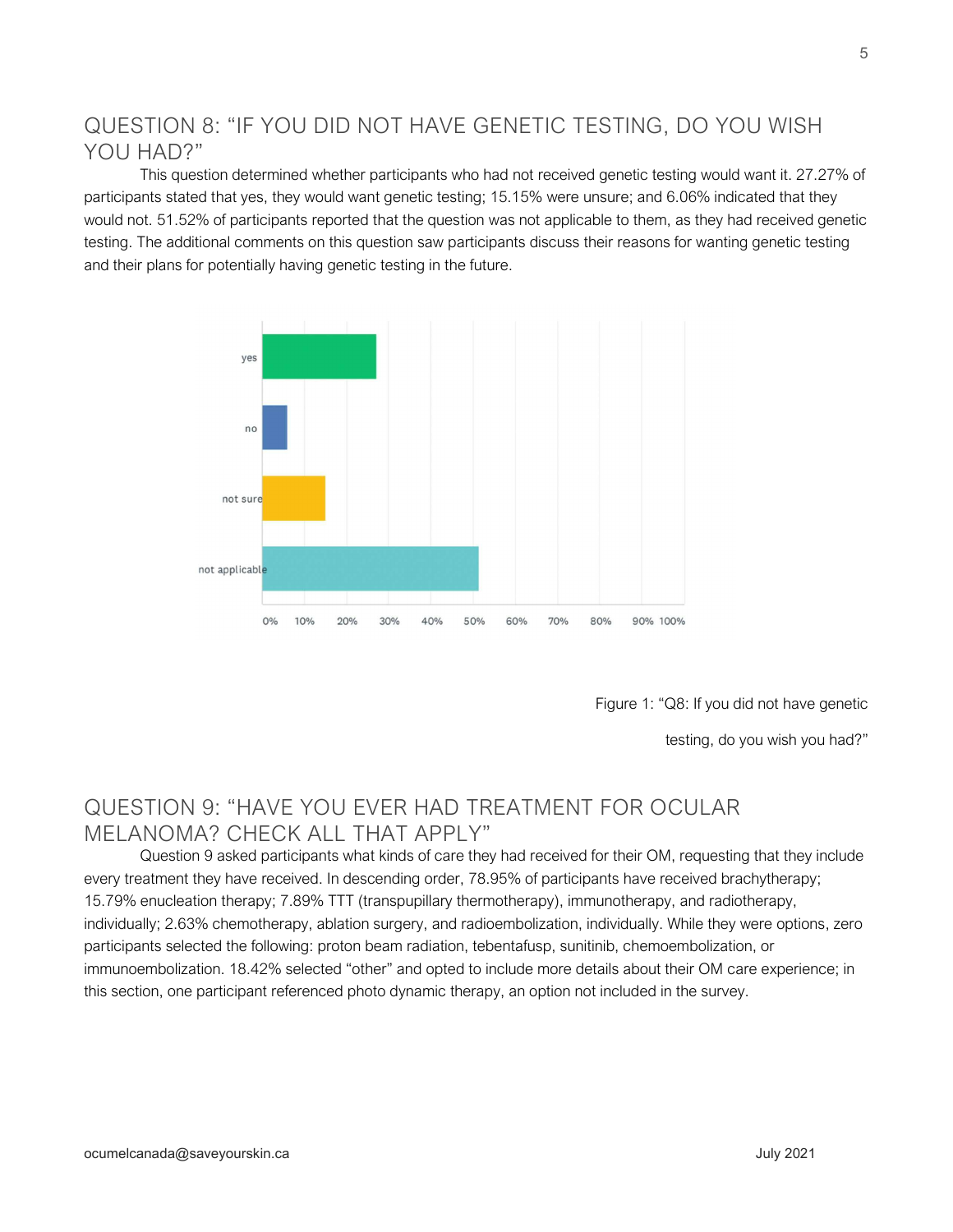## QUESTION 8: "IF YOU DID NOT HAVE GENETIC TESTING, DO YOU WISH YOU HAD?"

This question determined whether participants who had not received genetic testing would want it. 27.27% of participants stated that yes, they would want genetic testing; 15.15% were unsure; and 6.06% indicated that they would not. 51.52% of participants reported that the question was not applicable to them, as they had received genetic testing. The additional comments on this question saw participants discuss their reasons for wanting genetic testing and their plans for potentially having genetic testing in the future.

Figure 1: "Q8: If you did not have genetic testing, do you wish you had?"

## QUESTION 9: "HAVE YOU EVER HAD TREATMENT FOR OCULAR MELANOMA? CHECK ALL THAT APPLY"

Question 9 asked participants what kinds of care they had received for their OM, requesting that they include every treatment they have received. In descending order, 78.95% of participants have received brachytherapy; 15.79% enucleation therapy; 7.89% TTT (transpupillary thermotherapy), immunotherapy, and radiotherapy, individually; 2.63% chemotherapy, ablation surgery, and radioembolization, individually. While they were options, zero participants selected the following: proton beam radiation, tebentafusp, sunitinib, chemoembolization, or immunoembolization. 18.42% selected "other" and opted to include more details about their OM care experience; in this section, one participant referenced photo dynamic therapy, an option not included in the survey.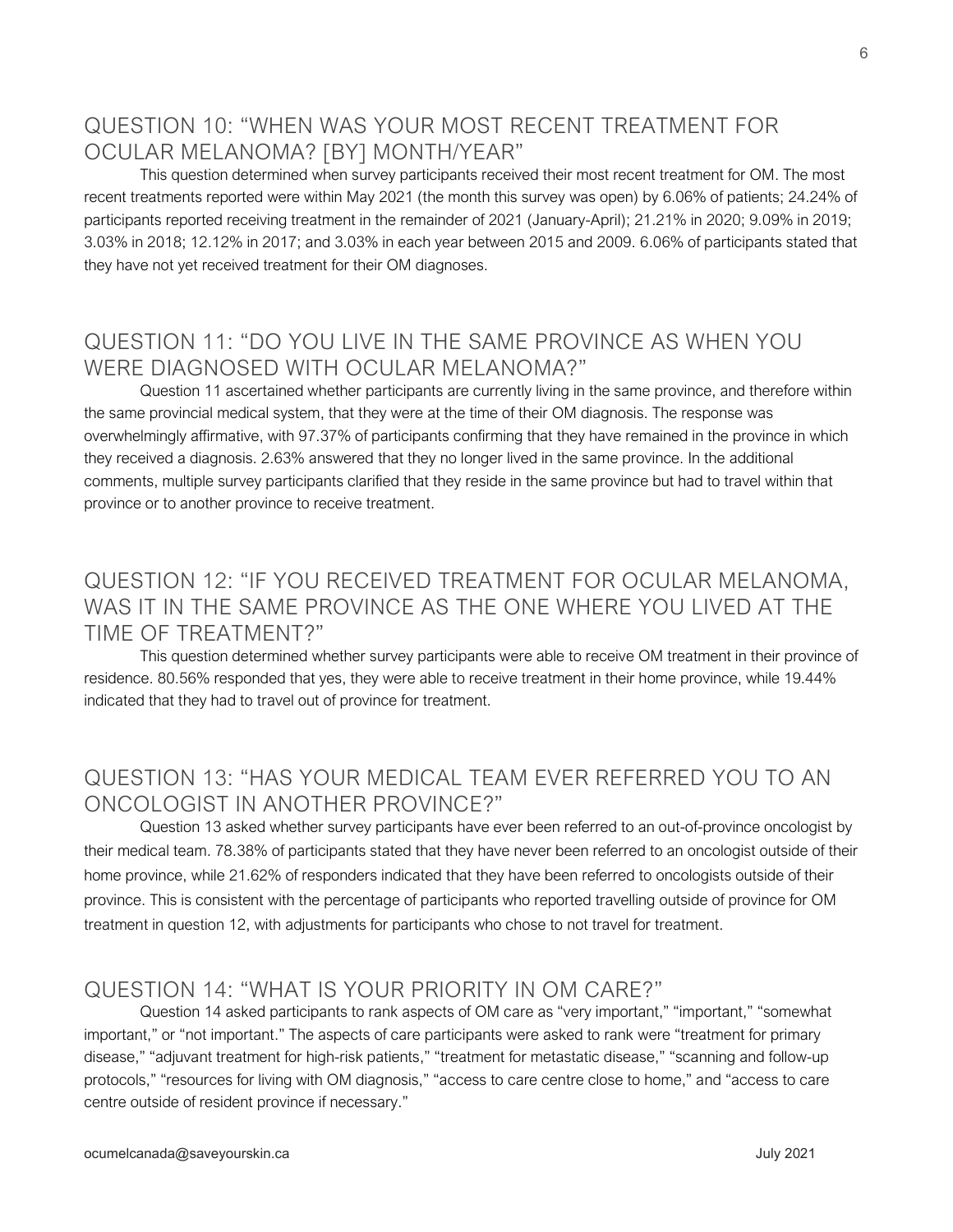## QUESTION 10: "WHEN WAS YOUR MOST RECENT TREATMENT FOR OCULAR MELANOMA? [BY] MONTH/YEAR"

This question determined when survey participants received their most recent treatment for OM. The most recent treatments reported were within May 2021 (the month this survey was open) by 6.06% of patients; 24.24% of participants reported receiving treatment in the remainder of 2021 (January-April); 21.21% in 2020; 9.09% in 2019; 3.03% in 2018; 12.12% in 2017; and 3.03% in each year between 2015 and 2009. 6.06% of participants stated that they have not yet received treatment for their OM diagnoses.

## QUESTION 11: "DO YOU LIVE IN THE SAME PROVINCE AS WHEN YOU WERE DIAGNOSED WITH OCULAR MELANOMA?"

Question 11 ascertained whether participants are currently living in the same province, and therefore within the same provincial medical system, that they were at the time of their OM diagnosis. The response was overwhelmingly affirmative, with 97.37% of participants confirming that they have remained in the province in which they received a diagnosis. 2.63% answered that they no longer lived in the same province. In the additional comments, multiple survey participants clarified that they reside in the same province but had to travel within that province or to another province to receive treatment.

## QUESTION 12: "IF YOU RECEIVED TREATMENT FOR OCULAR MELANOMA, WAS IT IN THE SAME PROVINCE AS THE ONE WHERE YOU LIVED AT THE TIME OF TREATMENT?"

This question determined whether survey participants were able to receive OM treatment in their province of residence. 80.56% responded that yes, they were able to receive treatment in their home province, while 19.44% indicated that they had to travel out of province for treatment.

## QUESTION 13: "HAS YOUR MEDICAL TEAM EVER REFERRED YOU TO AN ONCOLOGIST IN ANOTHER PROVINCE?"

Question 13 asked whether survey participants have ever been referred to an out-of-province oncologist by their medical team. 78.38% of participants stated that they have never been referred to an oncologist outside of their home province, while 21.62% of responders indicated that they have been referred to oncologists outside of their province. This is consistent with the percentage of participants who reported travelling outside of province for OM treatment in question 12, with adjustments for participants who chose to not travel for treatment.

## QUESTION 14: "WHAT IS YOUR PRIORITY IN OM CARE?"

Question 14 asked participants to rank aspects of OM care as "very important," "important," "somewhat important," or "not important." The aspects of care participants were asked to rank were "treatment for primary disease," "adjuvant treatment for high-risk patients," "treatment for metastatic disease," "scanning and follow-up protocols," "resources for living with OM diagnosis," "access to care centre close to home," and "access to care centre outside of resident province if necessary."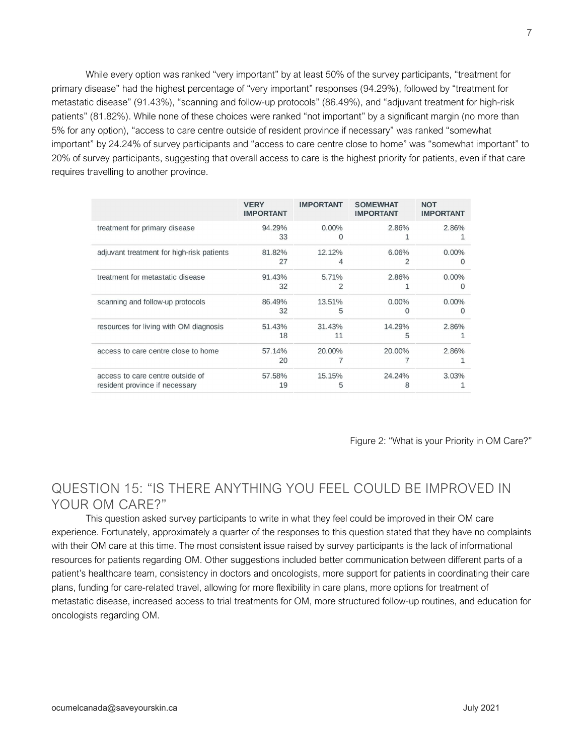While every option was ranked "very important" by at least 50% of the survey participants, "treatment for primary disease" had the highest percentage of "very important" responses (94.29%), followed by "treatment for metastatic disease" (91.43%), "scanning and follow-up protocols" (86.49%), and "adjuvant treatment for high-risk patients" (81.82%). While none of these choices were ranked "not important" by a significant margin (no more than 5% for any option), "access to care centre outside of resident province if necessary" was ranked "somewhat important" by 24.24% of survey participants and "access to care centre close to home" was "somewhat important" to 20% of survey participants, suggesting that overall access to care is the highest priority for patients, even if that care requires travelling to another province.

| | VERY IMPORTANT | IMPORTANT | SOMEWHAT IMPORTANT | NOT IMPORTANT |
|---|---|---|---|---|
| treatment for primary disease | 94.29%<br>33 | 0.00%<br>0 | 2.86%<br>1 | 2.86%<br>1 |
| adjuvant treatment for high-risk patients | 81.82%<br>27 | 12.12%<br>4 | 6.06%<br>2 | 0.00%<br>0 |
| treatment for metastatic disease | 91.43%<br>32 | 5.71%<br>2 | 2.86%<br>1 | 0.00%<br>0 |
| scanning and follow-up protocols | 86.49%<br>32 | 13.51%<br>5 | 0.00%<br>0 | 0.00%<br>0 |
| resources for living with OM diagnosis | 51.43%<br>18 | 31.43%<br>11 | 14.29%<br>5 | 2.86%<br>1 |
| access to care centre close to home | 57.14%<br>20 | 20.00%<br>7 | 20.00%<br>7 | 2.86%<br>1 |
| access to care centre outside of resident province if necessary | 57.58%<br>19 | 15.15%<br>5 | 24.24%<br>8 | 3.03%<br>1 |

Figure 2: "What is your Priority in OM Care?"

## QUESTION 15: "IS THERE ANYTHING YOU FEEL COULD BE IMPROVED IN YOUR OM CARE?"

This question asked survey participants to write in what they feel could be improved in their OM care experience. Fortunately, approximately a quarter of the responses to this question stated that they have no complaints with their OM care at this time. The most consistent issue raised by survey participants is the lack of informational resources for patients regarding OM. Other suggestions included better communication between different parts of a patient's healthcare team, consistency in doctors and oncologists, more support for patients in coordinating their care plans, funding for care-related travel, allowing for more flexibility in care plans, more options for treatment of metastatic disease, increased access to trial treatments for OM, more structured follow-up routines, and education for oncologists regarding OM.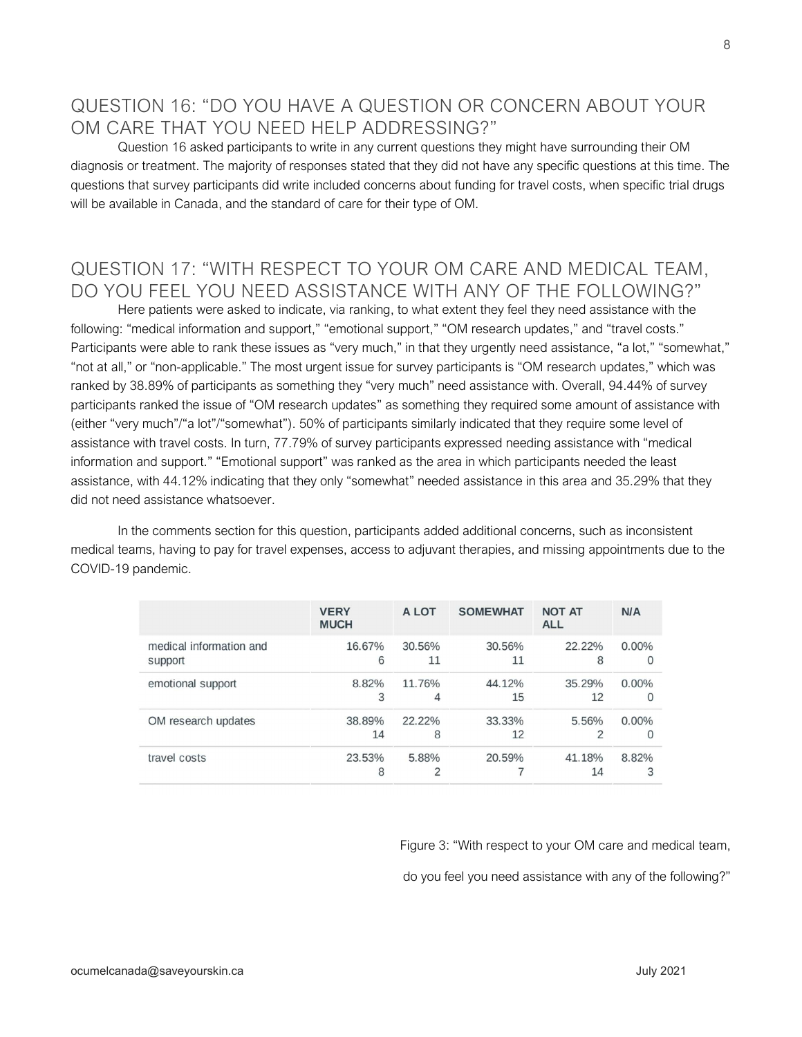## QUESTION 16: "DO YOU HAVE A QUESTION OR CONCERN ABOUT YOUR OM CARE THAT YOU NEED HELP ADDRESSING?"

Question 16 asked participants to write in any current questions they might have surrounding their OM diagnosis or treatment. The majority of responses stated that they did not have any specific questions at this time. The questions that survey participants did write included concerns about funding for travel costs, when specific trial drugs will be available in Canada, and the standard of care for their type of OM.

## QUESTION 17: "WITH RESPECT TO YOUR OM CARE AND MEDICAL TEAM, DO YOU FEEL YOU NEED ASSISTANCE WITH ANY OF THE FOLLOWING?"

Here patients were asked to indicate, via ranking, to what extent they feel they need assistance with the following: "medical information and support," "emotional support," "OM research updates," and "travel costs." Participants were able to rank these issues as "very much," in that they urgently need assistance, "a lot," "somewhat," "not at all," or "non-applicable." The most urgent issue for survey participants is "OM research updates," which was ranked by 38.89% of participants as something they "very much" need assistance with. Overall, 94.44% of survey participants ranked the issue of "OM research updates" as something they required some amount of assistance with (either "very much"/"a lot"/"somewhat"). 50% of participants similarly indicated that they require some level of assistance with travel costs. In turn, 77.79% of survey participants expressed needing assistance with "medical information and support." "Emotional support" was ranked as the area in which participants needed the least assistance, with 44.12% indicating that they only "somewhat" needed assistance in this area and 35.29% that they did not need assistance whatsoever.

In the comments section for this question, participants added additional concerns, such as inconsistent medical teams, having to pay for travel expenses, access to adjuvant therapies, and missing appointments due to the COVID-19 pandemic.

| | VERY MUCH | A LOT | SOMEWHAT | NOT AT ALL | N/A |
|---|---|---|---|---|---|
| medical information and support | 16.67% 6 | 30.56% 11 | 30.56% 11 | 22.22% 8 | 0.00% 0 |
| emotional support | 8.82% 3 | 11.76% 4 | 44.12% 15 | 35.29% 12 | 0.00% 0 |
| OM research updates | 38.89% 14 | 22.22% 8 | 33.33% 12 | 5.56% 2 | 0.00% 0 |
| travel costs | 23.53% 8 | 5.88% 2 | 20.59% 7 | 41.18% 14 | 8.82% 3 |

Figure 3: "With respect to your OM care and medical team, do you feel you need assistance with any of the following?"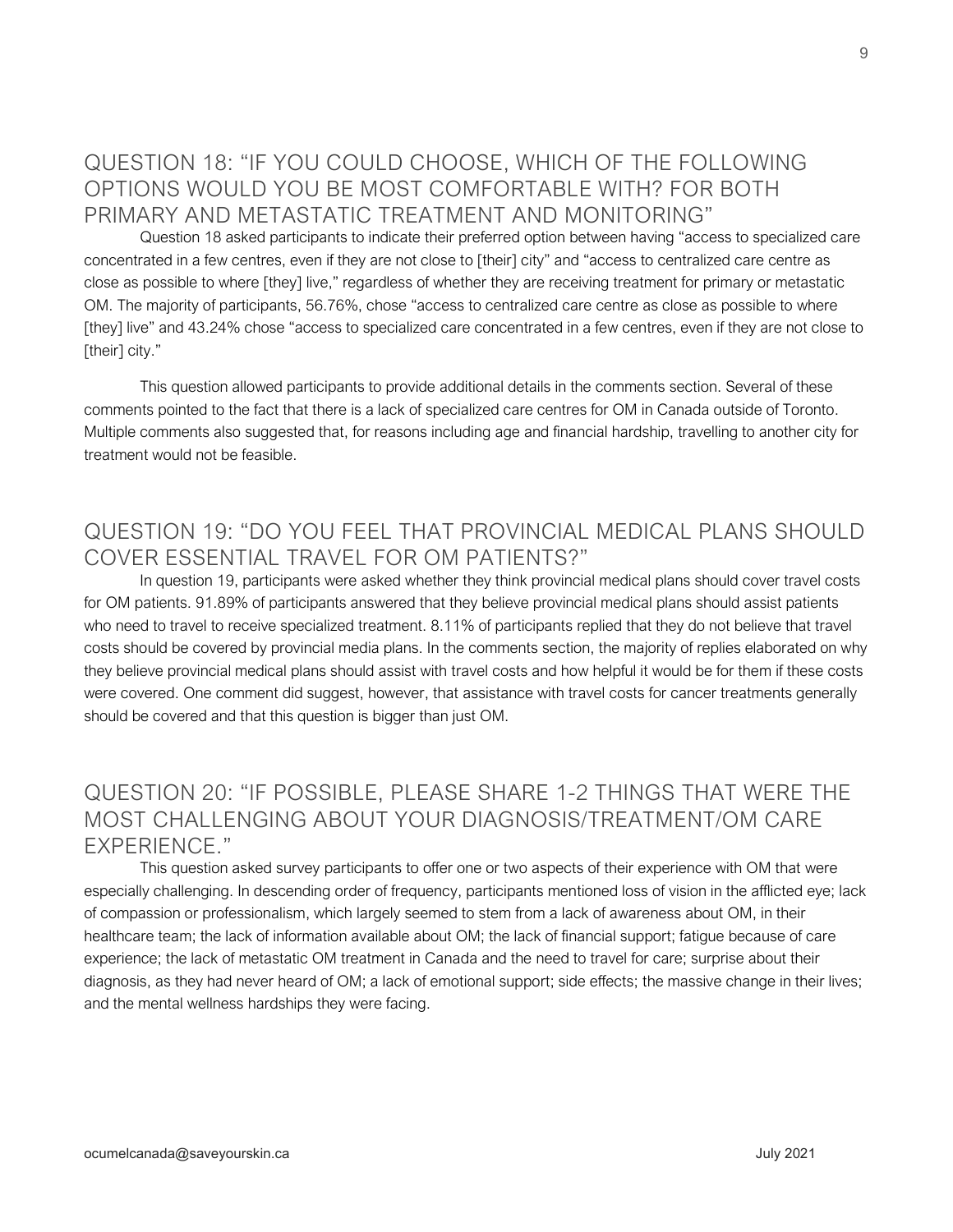## QUESTION 18: "IF YOU COULD CHOOSE, WHICH OF THE FOLLOWING OPTIONS WOULD YOU BE MOST COMFORTABLE WITH? FOR BOTH PRIMARY AND METASTATIC TREATMENT AND MONITORING"

Question 18 asked participants to indicate their preferred option between having "access to specialized care concentrated in a few centres, even if they are not close to [their] city" and "access to centralized care centre as close as possible to where [they] live," regardless of whether they are receiving treatment for primary or metastatic OM. The majority of participants, 56.76%, chose "access to centralized care centre as close as possible to where [they] live" and 43.24% chose "access to specialized care concentrated in a few centres, even if they are not close to [their] city."

This question allowed participants to provide additional details in the comments section. Several of these comments pointed to the fact that there is a lack of specialized care centres for OM in Canada outside of Toronto. Multiple comments also suggested that, for reasons including age and financial hardship, travelling to another city for treatment would not be feasible.

## QUESTION 19: "DO YOU FEEL THAT PROVINCIAL MEDICAL PLANS SHOULD COVER ESSENTIAL TRAVEL FOR OM PATIENTS?"

In question 19, participants were asked whether they think provincial medical plans should cover travel costs for OM patients. 91.89% of participants answered that they believe provincial medical plans should assist patients who need to travel to receive specialized treatment. 8.11% of participants replied that they do not believe that travel costs should be covered by provincial media plans. In the comments section, the majority of replies elaborated on why they believe provincial medical plans should assist with travel costs and how helpful it would be for them if these costs were covered. One comment did suggest, however, that assistance with travel costs for cancer treatments generally should be covered and that this question is bigger than just OM.

## QUESTION 20: "IF POSSIBLE, PLEASE SHARE 1-2 THINGS THAT WERE THE MOST CHALLENGING ABOUT YOUR DIAGNOSIS/TREATMENT/OM CARE EXPERIENCE."

This question asked survey participants to offer one or two aspects of their experience with OM that were especially challenging. In descending order of frequency, participants mentioned loss of vision in the afflicted eye; lack of compassion or professionalism, which largely seemed to stem from a lack of awareness about OM, in their healthcare team; the lack of information available about OM; the lack of financial support; fatigue because of care experience; the lack of metastatic OM treatment in Canada and the need to travel for care; surprise about their diagnosis, as they had never heard of OM; a lack of emotional support; side effects; the massive change in their lives; and the mental wellness hardships they were facing.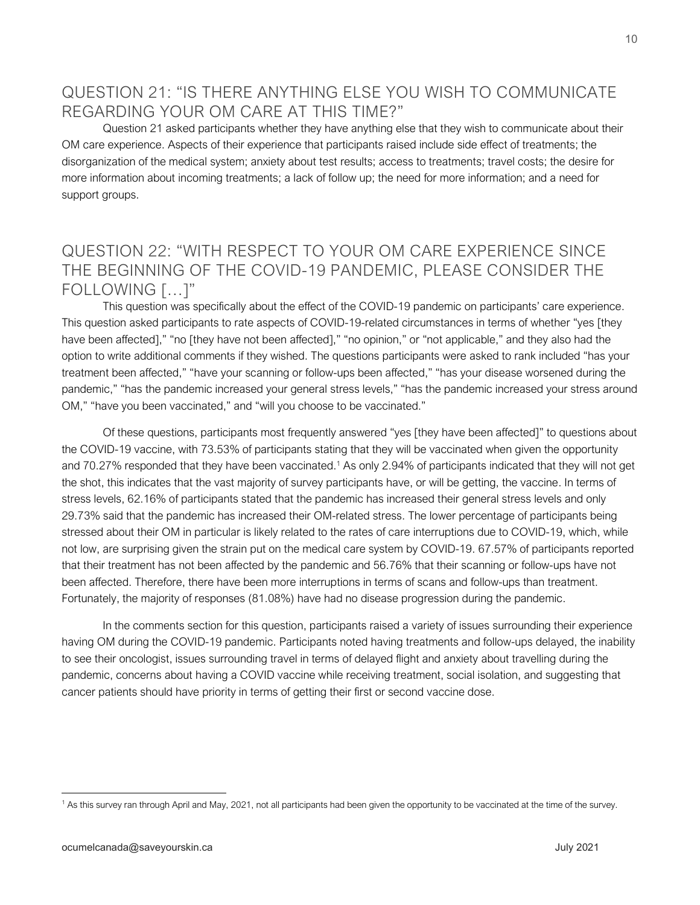## QUESTION 21: "IS THERE ANYTHING ELSE YOU WISH TO COMMUNICATE REGARDING YOUR OM CARE AT THIS TIME?"

Question 21 asked participants whether they have anything else that they wish to communicate about their OM care experience. Aspects of their experience that participants raised include side effect of treatments; the disorganization of the medical system; anxiety about test results; access to treatments; travel costs; the desire for more information about incoming treatments; a lack of follow up; the need for more information; and a need for support groups.

## QUESTION 22: "WITH RESPECT TO YOUR OM CARE EXPERIENCE SINCE THE BEGINNING OF THE COVID-19 PANDEMIC, PLEASE CONSIDER THE FOLLOWING […]"

This question was specifically about the effect of the COVID-19 pandemic on participants' care experience. This question asked participants to rate aspects of COVID-19-related circumstances in terms of whether "yes [they have been affected]," "no [they have not been affected]," "no opinion," or "not applicable," and they also had the option to write additional comments if they wished. The questions participants were asked to rank included "has your treatment been affected," "have your scanning or follow-ups been affected," "has your disease worsened during the pandemic," "has the pandemic increased your general stress levels," "has the pandemic increased your stress around OM," "have you been vaccinated," and "will you choose to be vaccinated."

Of these questions, participants most frequently answered "yes [they have been affected]" to questions about the COVID-19 vaccine, with 73.53% of participants stating that they will be vaccinated when given the opportunity and 70.27% responded that they have been vaccinated.[1] As only 2.94% of participants indicated that they will not get the shot, this indicates that the vast majority of survey participants have, or will be getting, the vaccine. In terms of stress levels, 62.16% of participants stated that the pandemic has increased their general stress levels and only 29.73% said that the pandemic has increased their OM-related stress. The lower percentage of participants being stressed about their OM in particular is likely related to the rates of care interruptions due to COVID-19, which, while not low, are surprising given the strain put on the medical care system by COVID-19. 67.57% of participants reported that their treatment has not been affected by the pandemic and 56.76% that their scanning or follow-ups have not been affected. Therefore, there have been more interruptions in terms of scans and follow-ups than treatment. Fortunately, the majority of responses (81.08%) have had no disease progression during the pandemic.

In the comments section for this question, participants raised a variety of issues surrounding their experience having OM during the COVID-19 pandemic. Participants noted having treatments and follow-ups delayed, the inability to see their oncologist, issues surrounding travel in terms of delayed flight and anxiety about travelling during the pandemic, concerns about having a COVID vaccine while receiving treatment, social isolation, and suggesting that cancer patients should have priority in terms of getting their first or second vaccine dose.

[1] As this survey ran through April and May, 2021, not all participants had been given the opportunity to be vaccinated at the time of the survey.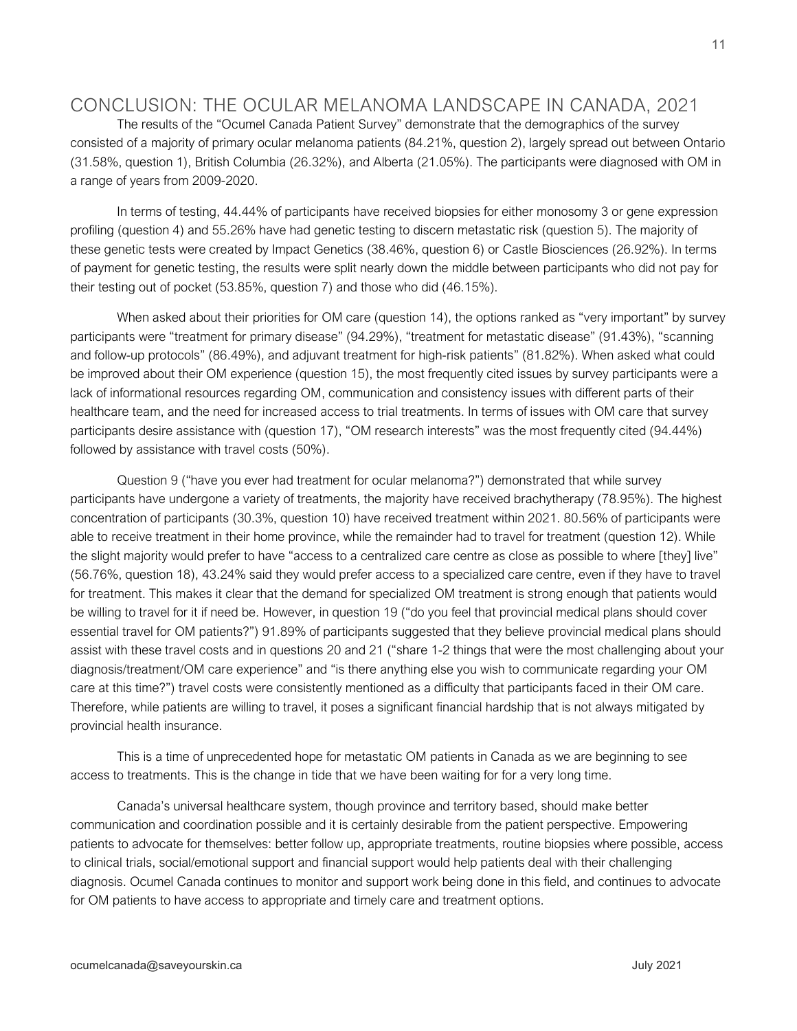## CONCLUSION: THE OCULAR MELANOMA LANDSCAPE IN CANADA, 2021

The results of the "Ocumel Canada Patient Survey" demonstrate that the demographics of the survey consisted of a majority of primary ocular melanoma patients (84.21%, question 2), largely spread out between Ontario (31.58%, question 1), British Columbia (26.32%), and Alberta (21.05%). The participants were diagnosed with OM in a range of years from 2009-2020.

In terms of testing, 44.44% of participants have received biopsies for either monosomy 3 or gene expression profiling (question 4) and 55.26% have had genetic testing to discern metastatic risk (question 5). The majority of these genetic tests were created by Impact Genetics (38.46%, question 6) or Castle Biosciences (26.92%). In terms of payment for genetic testing, the results were split nearly down the middle between participants who did not pay for their testing out of pocket (53.85%, question 7) and those who did (46.15%).

When asked about their priorities for OM care (question 14), the options ranked as "very important" by survey participants were "treatment for primary disease" (94.29%), "treatment for metastatic disease" (91.43%), "scanning and follow-up protocols" (86.49%), and adjuvant treatment for high-risk patients" (81.82%). When asked what could be improved about their OM experience (question 15), the most frequently cited issues by survey participants were a lack of informational resources regarding OM, communication and consistency issues with different parts of their healthcare team, and the need for increased access to trial treatments. In terms of issues with OM care that survey participants desire assistance with (question 17), "OM research interests" was the most frequently cited (94.44%) followed by assistance with travel costs (50%).

Question 9 ("have you ever had treatment for ocular melanoma?") demonstrated that while survey participants have undergone a variety of treatments, the majority have received brachytherapy (78.95%). The highest concentration of participants (30.3%, question 10) have received treatment within 2021. 80.56% of participants were able to receive treatment in their home province, while the remainder had to travel for treatment (question 12). While the slight majority would prefer to have "access to a centralized care centre as close as possible to where [they] live" (56.76%, question 18), 43.24% said they would prefer access to a specialized care centre, even if they have to travel for treatment. This makes it clear that the demand for specialized OM treatment is strong enough that patients would be willing to travel for it if need be. However, in question 19 ("do you feel that provincial medical plans should cover essential travel for OM patients?") 91.89% of participants suggested that they believe provincial medical plans should assist with these travel costs and in questions 20 and 21 ("share 1-2 things that were the most challenging about your diagnosis/treatment/OM care experience" and "is there anything else you wish to communicate regarding your OM care at this time?") travel costs were consistently mentioned as a difficulty that participants faced in their OM care. Therefore, while patients are willing to travel, it poses a significant financial hardship that is not always mitigated by provincial health insurance.

This is a time of unprecedented hope for metastatic OM patients in Canada as we are beginning to see access to treatments. This is the change in tide that we have been waiting for for a very long time.

Canada's universal healthcare system, though province and territory based, should make better communication and coordination possible and it is certainly desirable from the patient perspective. Empowering patients to advocate for themselves: better follow up, appropriate treatments, routine biopsies where possible, access to clinical trials, social/emotional support and financial support would help patients deal with their challenging diagnosis. Ocumel Canada continues to monitor and support work being done in this field, and continues to advocate for OM patients to have access to appropriate and timely care and treatment options.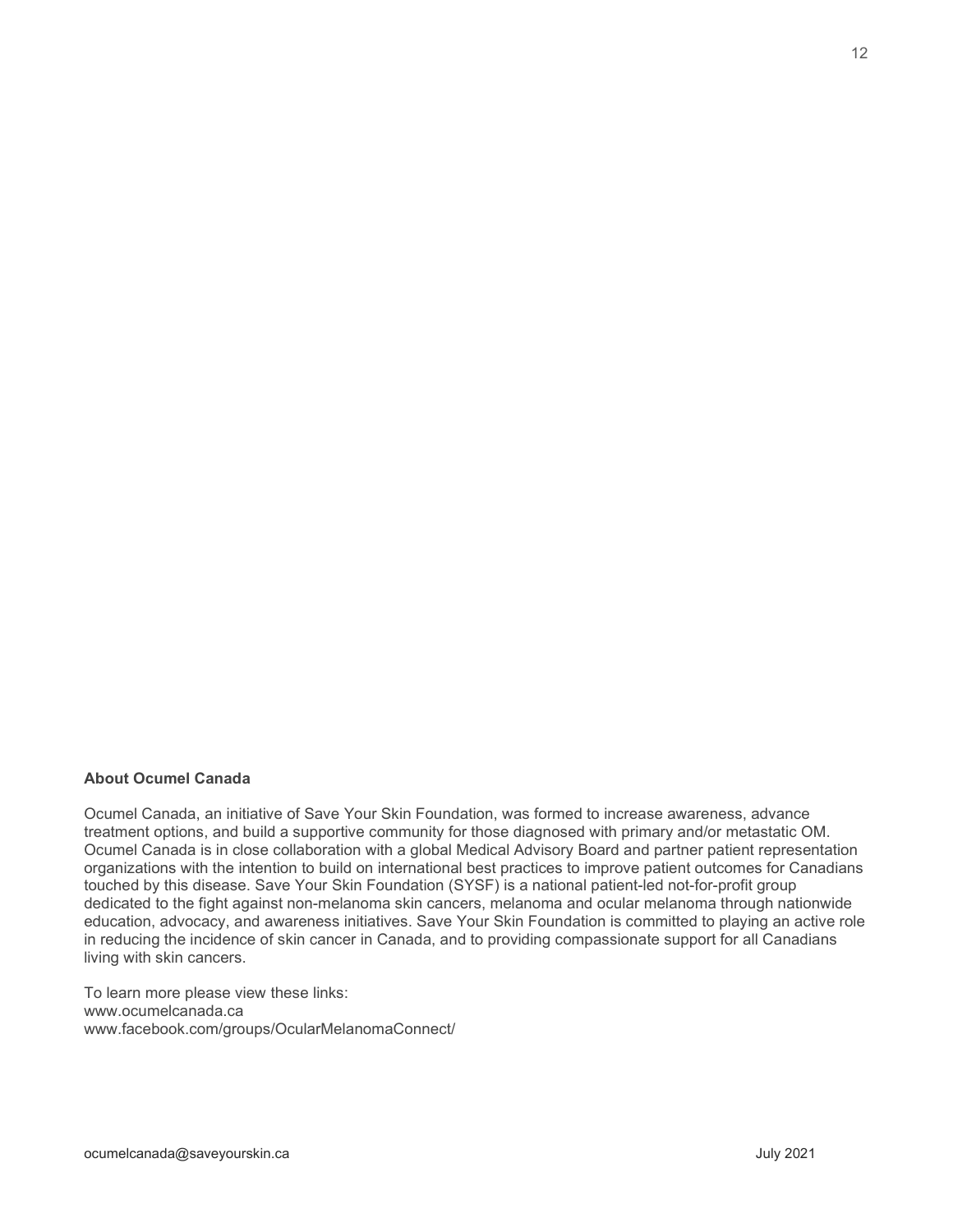**About Ocumel Canada**

Ocumel Canada, an initiative of Save Your Skin Foundation, was formed to increase awareness, advance treatment options, and build a supportive community for those diagnosed with primary and/or metastatic OM. Ocumel Canada is in close collaboration with a global Medical Advisory Board and partner patient representation organizations with the intention to build on international best practices to improve patient outcomes for Canadians touched by this disease. Save Your Skin Foundation (SYSF) is a national patient-led not-for-profit group dedicated to the fight against non-melanoma skin cancers, melanoma and ocular melanoma through nationwide education, advocacy, and awareness initiatives. Save Your Skin Foundation is committed to playing an active role in reducing the incidence of skin cancer in Canada, and to providing compassionate support for all Canadians living with skin cancers.

To learn more please view these links:
www.ocumelcanada.ca
www.facebook.com/groups/OcularMelanomaConnect/